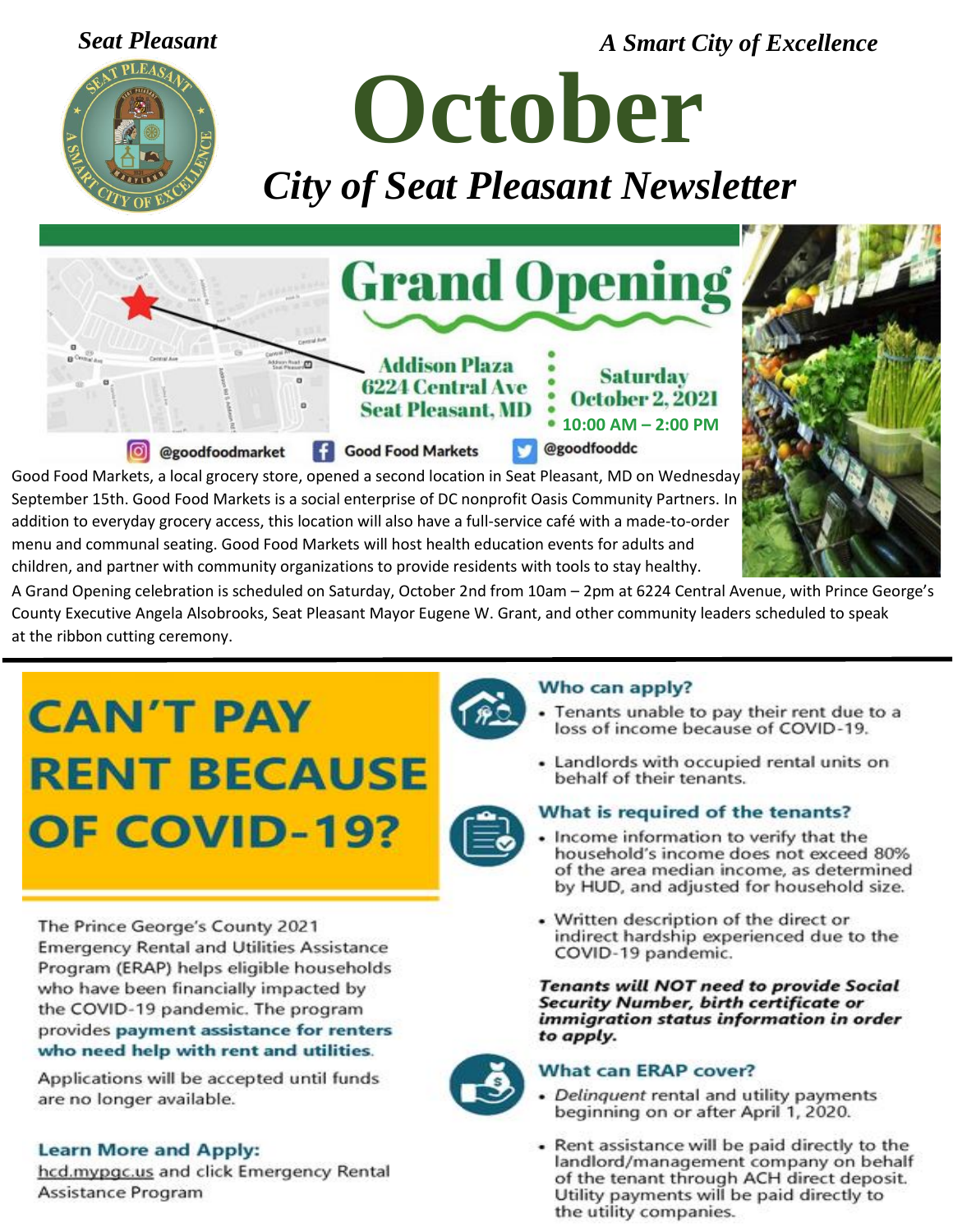*Seat Pleasant*

*A Smart City of Excellence*

# October

## *City of Seat Pleasant Newsletter*

## Grand Opening

Addison Plaza
6224 Central Ave
Seat Pleasant, MD

Saturday
October 2, 2021
10:00 AM – 2:00 PM

@goodfoodmarket   Good Food Markets   @goodfooddc

Good Food Markets, a local grocery store, opened a second location in Seat Pleasant, MD on Wednesday September 15th. Good Food Markets is a social enterprise of DC nonprofit Oasis Community Partners. In addition to everyday grocery access, this location will also have a full-service café with a made-to-order menu and communal seating. Good Food Markets will host health education events for adults and children, and partner with community organizations to provide residents with tools to stay healthy.

A Grand Opening celebration is scheduled on Saturday, October 2nd from 10am – 2pm at 6224 Central Avenue, with Prince George's County Executive Angela Alsobrooks, Seat Pleasant Mayor Eugene W. Grant, and other community leaders scheduled to speak at the ribbon cutting ceremony.

---

## CAN'T PAY RENT BECAUSE OF COVID-19?

The Prince George's County 2021 Emergency Rental and Utilities Assistance Program (ERAP) helps eligible households who have been financially impacted by the COVID-19 pandemic. The program provides **payment assistance for renters who need help with rent and utilities.**

Applications will be accepted until funds are no longer available.

**Learn More and Apply:**
hcd.mypgc.us and click Emergency Rental Assistance Program

### Who can apply?

- Tenants unable to pay their rent due to a loss of income because of COVID-19.
- Landlords with occupied rental units on behalf of their tenants.

### What is required of the tenants?

- Income information to verify that the household's income does not exceed 80% of the area median income, as determined by HUD, and adjusted for household size.
- Written description of the direct or indirect hardship experienced due to the COVID-19 pandemic.

***Tenants will NOT need to provide Social Security Number, birth certificate or immigration status information in order to apply.***

### What can ERAP cover?

- *Delinquent* rental and utility payments beginning on or after April 1, 2020.
- Rent assistance will be paid directly to the landlord/management company on behalf of the tenant through ACH direct deposit. Utility payments will be paid directly to the utility companies.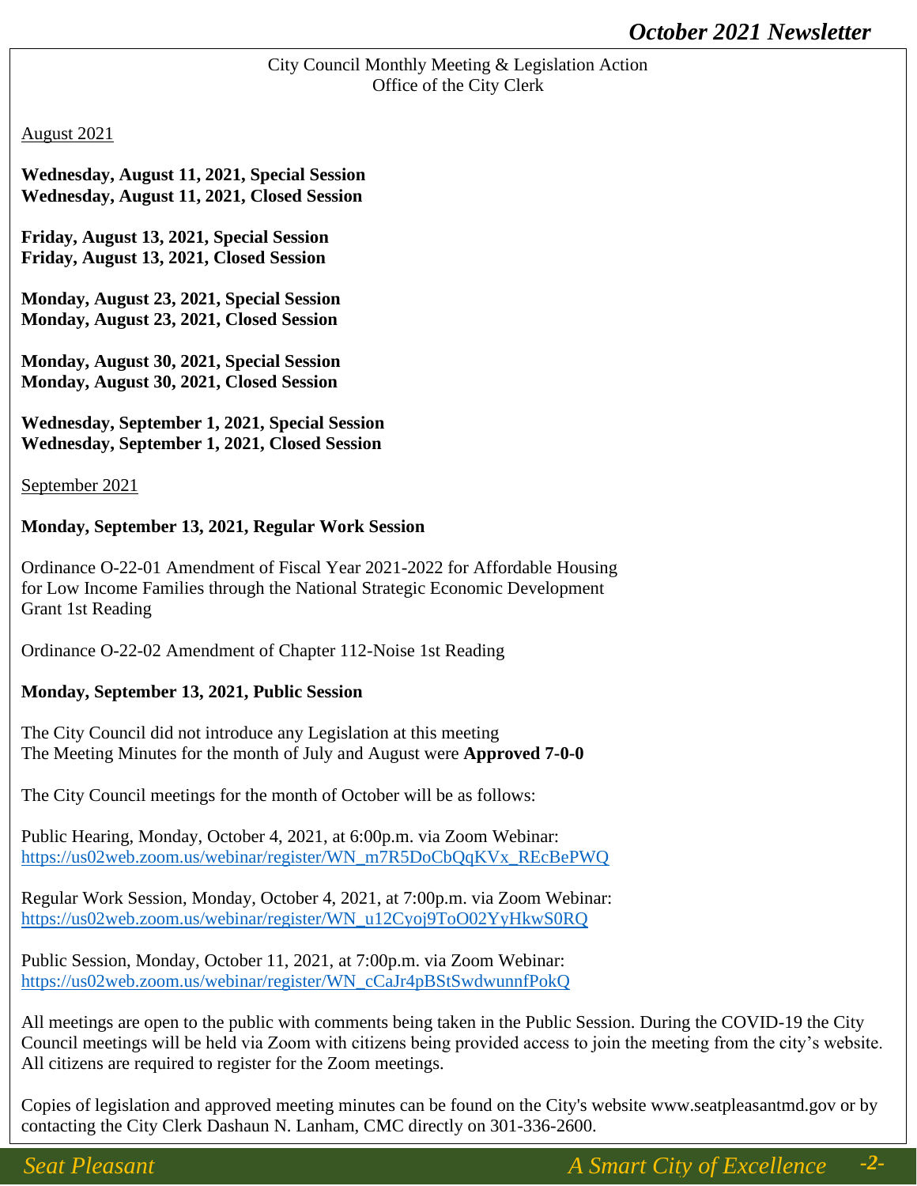City Council Monthly Meeting & Legislation Action
Office of the City Clerk

August 2021

**Wednesday, August 11, 2021, Special Session**
**Wednesday, August 11, 2021, Closed Session**

**Friday, August 13, 2021, Special Session**
**Friday, August 13, 2021, Closed Session**

**Monday, August 23, 2021, Special Session**
**Monday, August 23, 2021, Closed Session**

**Monday, August 30, 2021, Special Session**
**Monday, August 30, 2021, Closed Session**

**Wednesday, September 1, 2021, Special Session**
**Wednesday, September 1, 2021, Closed Session**

September 2021

**Monday, September 13, 2021, Regular Work Session**

Ordinance O-22-01 Amendment of Fiscal Year 2021-2022 for Affordable Housing for Low Income Families through the National Strategic Economic Development Grant 1st Reading

Ordinance O-22-02 Amendment of Chapter 112-Noise 1st Reading

**Monday, September 13, 2021, Public Session**

The City Council did not introduce any Legislation at this meeting
The Meeting Minutes for the month of July and August were **Approved 7-0-0**

The City Council meetings for the month of October will be as follows:

Public Hearing, Monday, October 4, 2021, at 6:00p.m. via Zoom Webinar:
https://us02web.zoom.us/webinar/register/WN_m7R5DoCbQqKVx_REcBePWQ

Regular Work Session, Monday, October 4, 2021, at 7:00p.m. via Zoom Webinar:
https://us02web.zoom.us/webinar/register/WN_u12Cyoj9ToO02YyHkwS0RQ

Public Session, Monday, October 11, 2021, at 7:00p.m. via Zoom Webinar:
https://us02web.zoom.us/webinar/register/WN_cCaJr4pBStSwdwunnfPokQ

All meetings are open to the public with comments being taken in the Public Session. During the COVID-19 the City Council meetings will be held via Zoom with citizens being provided access to join the meeting from the city's website. All citizens are required to register for the Zoom meetings.

Copies of legislation and approved meeting minutes can be found on the City's website www.seatpleasantmd.gov or by contacting the City Clerk Dashaun N. Lanham, CMC directly on 301-336-2600.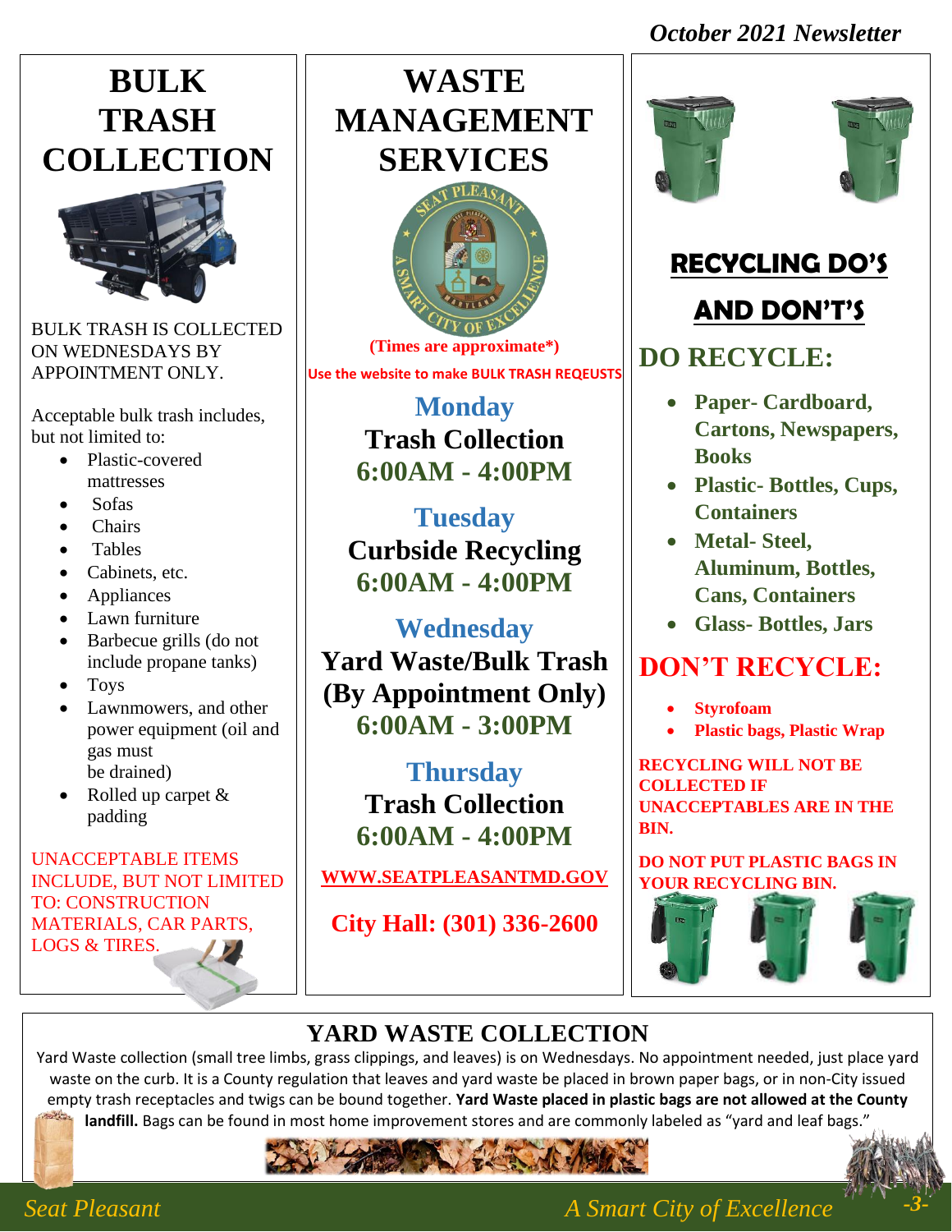# BULK TRASH COLLECTION

BULK TRASH IS COLLECTED ON WEDNESDAYS BY APPOINTMENT ONLY.

Acceptable bulk trash includes, but not limited to:

- Plastic-covered mattresses
- Sofas
- Chairs
- Tables
- Cabinets, etc.
- Appliances
- Lawn furniture
- Barbecue grills (do not include propane tanks)
- Toys
- Lawnmowers, and other power equipment (oil and gas must be drained)
- Rolled up carpet & padding

UNACCEPTABLE ITEMS INCLUDE, BUT NOT LIMITED TO: CONSTRUCTION MATERIALS, CAR PARTS, LOGS & TIRES.

# WASTE MANAGEMENT SERVICES

**(Times are approximate*)**

**Use the website to make BULK TRASH REQEUSTS**

**Monday**
**Trash Collection**
**6:00AM - 4:00PM**

**Tuesday**
**Curbside Recycling**
**6:00AM - 4:00PM**

**Wednesday**
**Yard Waste/Bulk Trash (By Appointment Only)**
**6:00AM - 3:00PM**

**Thursday**
**Trash Collection**
**6:00AM - 4:00PM**

**WWW.SEATPLEASANTMD.GOV**

**City Hall: (301) 336-2600**

# RECYCLING DO'S AND DON'T'S

## DO RECYCLE:

- **Paper- Cardboard, Cartons, Newspapers, Books**
- **Plastic- Bottles, Cups, Containers**
- **Metal- Steel, Aluminum, Bottles, Cans, Containers**
- **Glass- Bottles, Jars**

## DON'T RECYCLE:

- **Styrofoam**
- **Plastic bags, Plastic Wrap**

**RECYCLING WILL NOT BE COLLECTED IF UNACCEPTABLES ARE IN THE BIN.**

**DO NOT PUT PLASTIC BAGS IN YOUR RECYCLING BIN.**

# YARD WASTE COLLECTION

Yard Waste collection (small tree limbs, grass clippings, and leaves) is on Wednesdays. No appointment needed, just place yard waste on the curb. It is a County regulation that leaves and yard waste be placed in brown paper bags, or in non-City issued empty trash receptacles and twigs can be bound together. **Yard Waste placed in plastic bags are not allowed at the County landfill.** Bags can be found in most home improvement stores and are commonly labeled as "yard and leaf bags."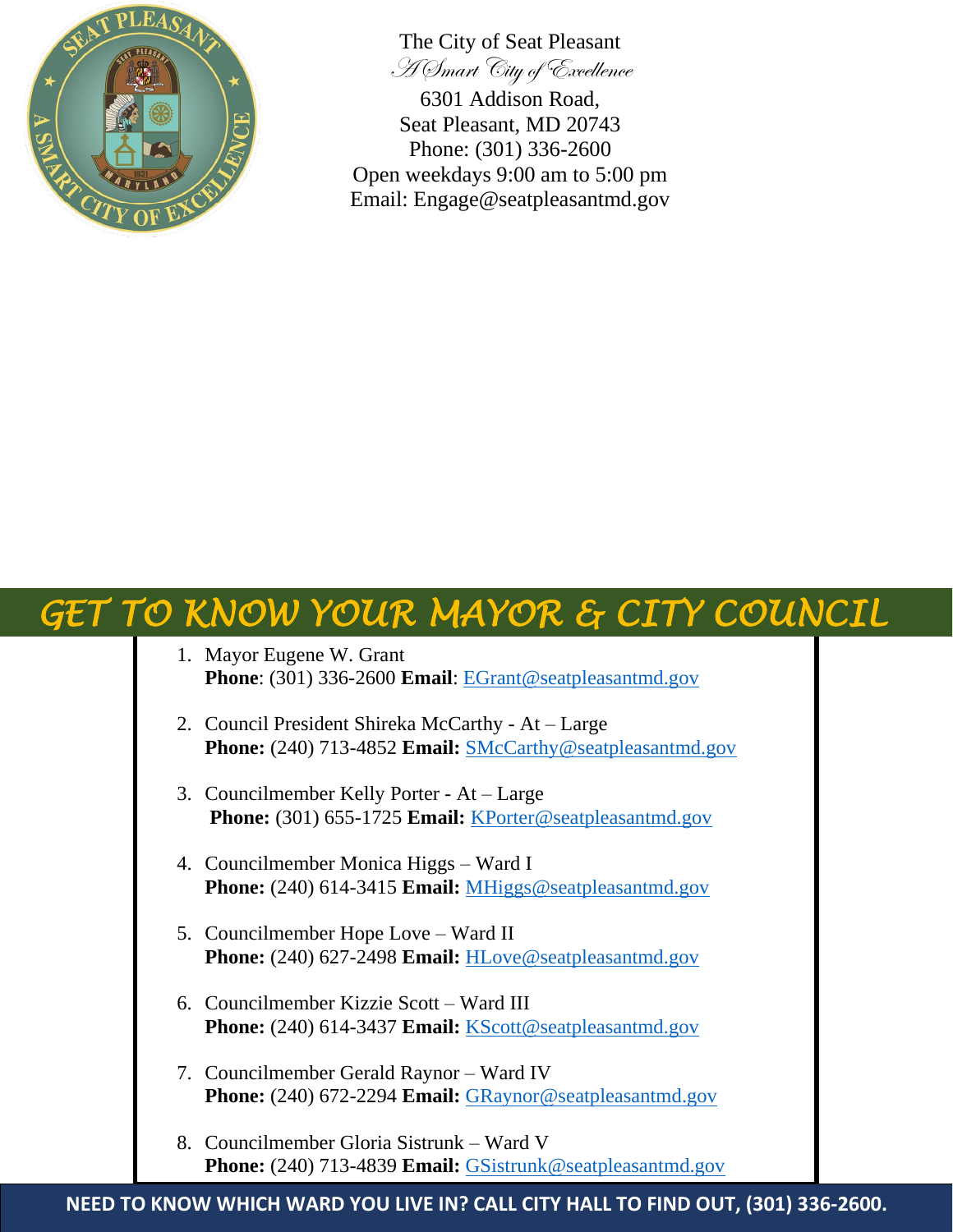The City of Seat Pleasant

*A Smart City of Excellence*

6301 Addison Road,
Seat Pleasant, MD 20743
Phone: (301) 336-2600
Open weekdays 9:00 am to 5:00 pm
Email: Engage@seatpleasantmd.gov

# GET TO KNOW YOUR MAYOR & CITY COUNCIL

1. Mayor Eugene W. Grant
   **Phone**: (301) 336-2600 **Email**: EGrant@seatpleasantmd.gov

2. Council President Shireka McCarthy - At – Large
   **Phone:** (240) 713-4852 **Email:** SMcCarthy@seatpleasantmd.gov

3. Councilmember Kelly Porter - At – Large
   **Phone:** (301) 655-1725 **Email:** KPorter@seatpleasantmd.gov

4. Councilmember Monica Higgs – Ward I
   **Phone:** (240) 614-3415 **Email:** MHiggs@seatpleasantmd.gov

5. Councilmember Hope Love – Ward II
   **Phone:** (240) 627-2498 **Email:** HLove@seatpleasantmd.gov

6. Councilmember Kizzie Scott – Ward III
   **Phone:** (240) 614-3437 **Email:** KScott@seatpleasantmd.gov

7. Councilmember Gerald Raynor – Ward IV
   **Phone:** (240) 672-2294 **Email:** GRaynor@seatpleasantmd.gov

8. Councilmember Gloria Sistrunk – Ward V
   **Phone:** (240) 713-4839 **Email:** GSistrunk@seatpleasantmd.gov

**NEED TO KNOW WHICH WARD YOU LIVE IN? CALL CITY HALL TO FIND OUT, (301) 336-2600.**